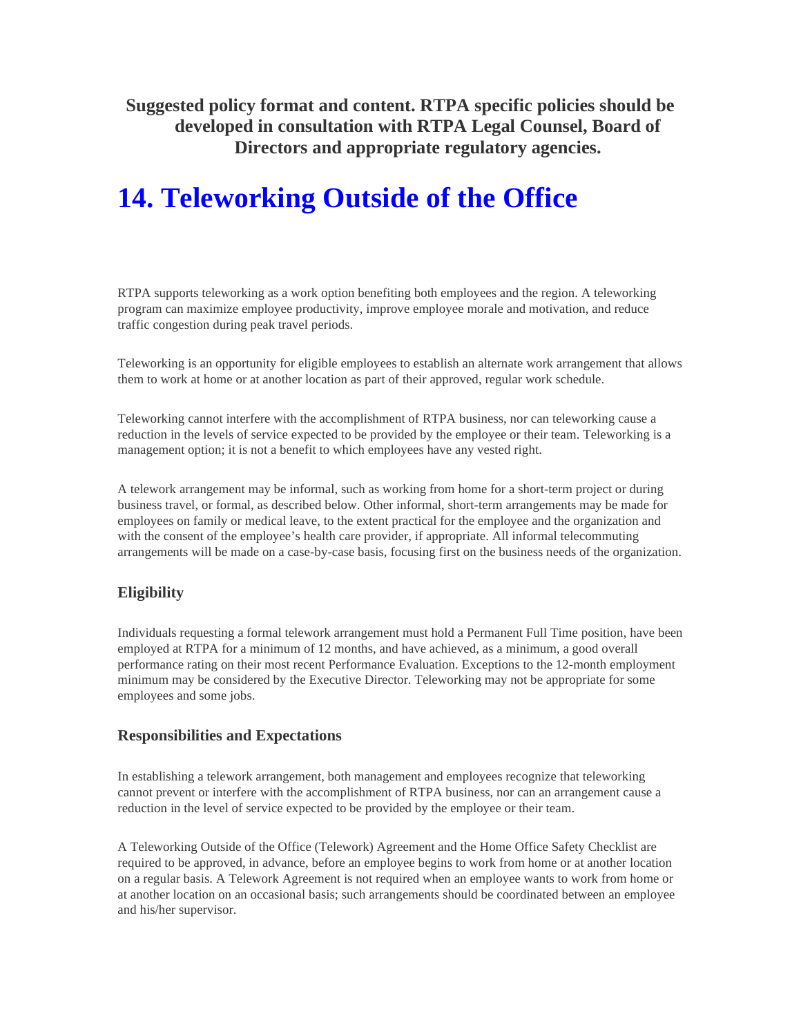**Suggested policy format and content. RTPA specific policies should be developed in consultation with RTPA Legal Counsel, Board of Directors and appropriate regulatory agencies.**

# 14. Teleworking Outside of the Office

RTPA supports teleworking as a work option benefiting both employees and the region. A teleworking program can maximize employee productivity, improve employee morale and motivation, and reduce traffic congestion during peak travel periods.

Teleworking is an opportunity for eligible employees to establish an alternate work arrangement that allows them to work at home or at another location as part of their approved, regular work schedule.

Teleworking cannot interfere with the accomplishment of RTPA business, nor can teleworking cause a reduction in the levels of service expected to be provided by the employee or their team. Teleworking is a management option; it is not a benefit to which employees have any vested right.

A telework arrangement may be informal, such as working from home for a short-term project or during business travel, or formal, as described below. Other informal, short-term arrangements may be made for employees on family or medical leave, to the extent practical for the employee and the organization and with the consent of the employee's health care provider, if appropriate. All informal telecommuting arrangements will be made on a case-by-case basis, focusing first on the business needs of the organization.

### Eligibility

Individuals requesting a formal telework arrangement must hold a Permanent Full Time position, have been employed at RTPA for a minimum of 12 months, and have achieved, as a minimum, a good overall performance rating on their most recent Performance Evaluation. Exceptions to the 12-month employment minimum may be considered by the Executive Director. Teleworking may not be appropriate for some employees and some jobs.

### Responsibilities and Expectations

In establishing a telework arrangement, both management and employees recognize that teleworking cannot prevent or interfere with the accomplishment of RTPA business, nor can an arrangement cause a reduction in the level of service expected to be provided by the employee or their team.

A Teleworking Outside of the Office (Telework) Agreement and the Home Office Safety Checklist are required to be approved, in advance, before an employee begins to work from home or at another location on a regular basis. A Telework Agreement is not required when an employee wants to work from home or at another location on an occasional basis; such arrangements should be coordinated between an employee and his/her supervisor.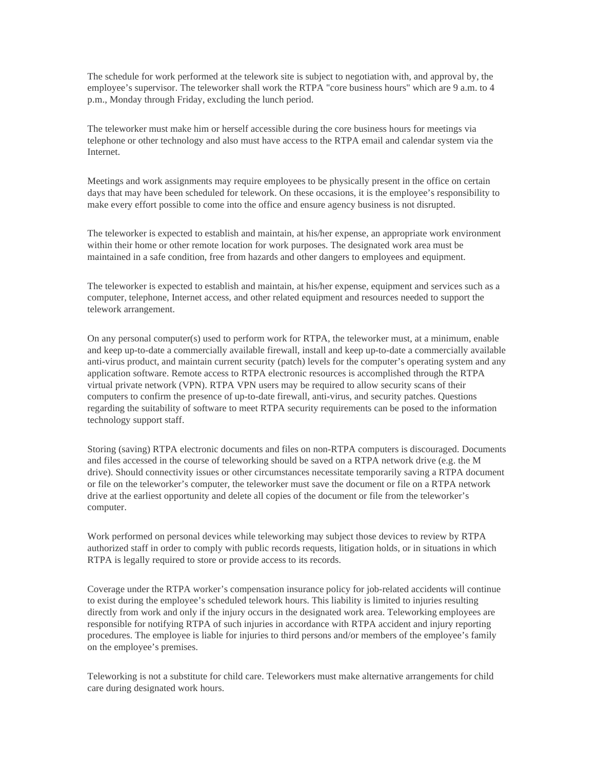The schedule for work performed at the telework site is subject to negotiation with, and approval by, the employee's supervisor. The teleworker shall work the RTPA "core business hours" which are 9 a.m. to 4 p.m., Monday through Friday, excluding the lunch period.

The teleworker must make him or herself accessible during the core business hours for meetings via telephone or other technology and also must have access to the RTPA email and calendar system via the Internet.

Meetings and work assignments may require employees to be physically present in the office on certain days that may have been scheduled for telework. On these occasions, it is the employee's responsibility to make every effort possible to come into the office and ensure agency business is not disrupted.

The teleworker is expected to establish and maintain, at his/her expense, an appropriate work environment within their home or other remote location for work purposes. The designated work area must be maintained in a safe condition, free from hazards and other dangers to employees and equipment.

The teleworker is expected to establish and maintain, at his/her expense, equipment and services such as a computer, telephone, Internet access, and other related equipment and resources needed to support the telework arrangement.

On any personal computer(s) used to perform work for RTPA, the teleworker must, at a minimum, enable and keep up-to-date a commercially available firewall, install and keep up-to-date a commercially available anti-virus product, and maintain current security (patch) levels for the computer's operating system and any application software. Remote access to RTPA electronic resources is accomplished through the RTPA virtual private network (VPN). RTPA VPN users may be required to allow security scans of their computers to confirm the presence of up-to-date firewall, anti-virus, and security patches. Questions regarding the suitability of software to meet RTPA security requirements can be posed to the information technology support staff.

Storing (saving) RTPA electronic documents and files on non-RTPA computers is discouraged. Documents and files accessed in the course of teleworking should be saved on a RTPA network drive (e.g. the M drive). Should connectivity issues or other circumstances necessitate temporarily saving a RTPA document or file on the teleworker's computer, the teleworker must save the document or file on a RTPA network drive at the earliest opportunity and delete all copies of the document or file from the teleworker's computer.

Work performed on personal devices while teleworking may subject those devices to review by RTPA authorized staff in order to comply with public records requests, litigation holds, or in situations in which RTPA is legally required to store or provide access to its records.

Coverage under the RTPA worker's compensation insurance policy for job-related accidents will continue to exist during the employee's scheduled telework hours. This liability is limited to injuries resulting directly from work and only if the injury occurs in the designated work area. Teleworking employees are responsible for notifying RTPA of such injuries in accordance with RTPA accident and injury reporting procedures. The employee is liable for injuries to third persons and/or members of the employee's family on the employee's premises.

Teleworking is not a substitute for child care. Teleworkers must make alternative arrangements for child care during designated work hours.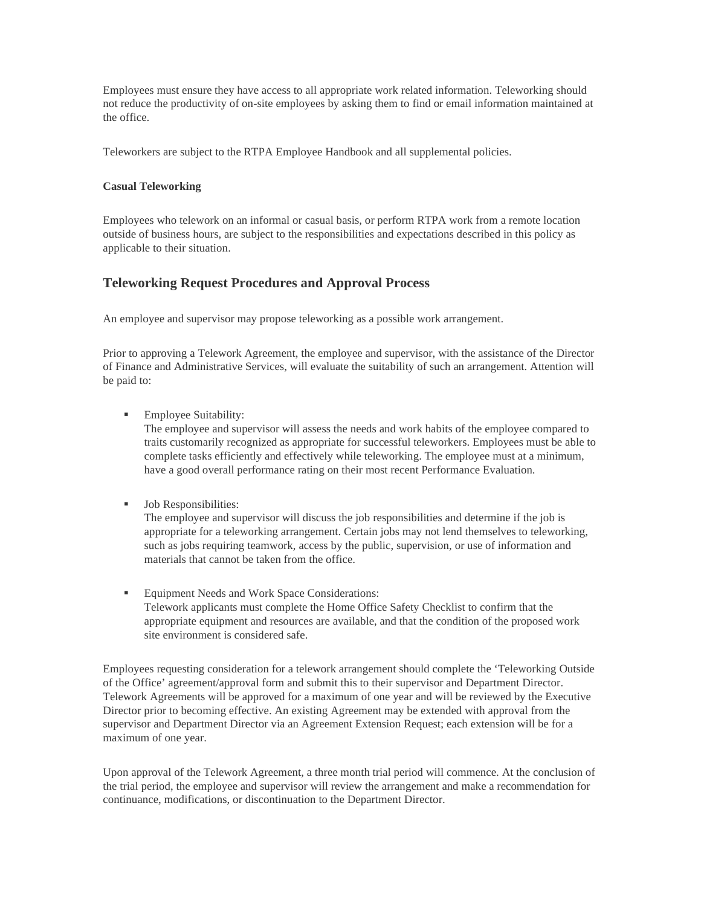Employees must ensure they have access to all appropriate work related information. Teleworking should not reduce the productivity of on-site employees by asking them to find or email information maintained at the office.

Teleworkers are subject to the RTPA Employee Handbook and all supplemental policies.

**Casual Teleworking**

Employees who telework on an informal or casual basis, or perform RTPA work from a remote location outside of business hours, are subject to the responsibilities and expectations described in this policy as applicable to their situation.

## Teleworking Request Procedures and Approval Process

An employee and supervisor may propose teleworking as a possible work arrangement.

Prior to approving a Telework Agreement, the employee and supervisor, with the assistance of the Director of Finance and Administrative Services, will evaluate the suitability of such an arrangement. Attention will be paid to:

- Employee Suitability:
  The employee and supervisor will assess the needs and work habits of the employee compared to traits customarily recognized as appropriate for successful teleworkers. Employees must be able to complete tasks efficiently and effectively while teleworking. The employee must at a minimum, have a good overall performance rating on their most recent Performance Evaluation.

- Job Responsibilities:
  The employee and supervisor will discuss the job responsibilities and determine if the job is appropriate for a teleworking arrangement. Certain jobs may not lend themselves to teleworking, such as jobs requiring teamwork, access by the public, supervision, or use of information and materials that cannot be taken from the office.

- Equipment Needs and Work Space Considerations:
  Telework applicants must complete the Home Office Safety Checklist to confirm that the appropriate equipment and resources are available, and that the condition of the proposed work site environment is considered safe.

Employees requesting consideration for a telework arrangement should complete the 'Teleworking Outside of the Office' agreement/approval form and submit this to their supervisor and Department Director. Telework Agreements will be approved for a maximum of one year and will be reviewed by the Executive Director prior to becoming effective. An existing Agreement may be extended with approval from the supervisor and Department Director via an Agreement Extension Request; each extension will be for a maximum of one year.

Upon approval of the Telework Agreement, a three month trial period will commence. At the conclusion of the trial period, the employee and supervisor will review the arrangement and make a recommendation for continuance, modifications, or discontinuation to the Department Director.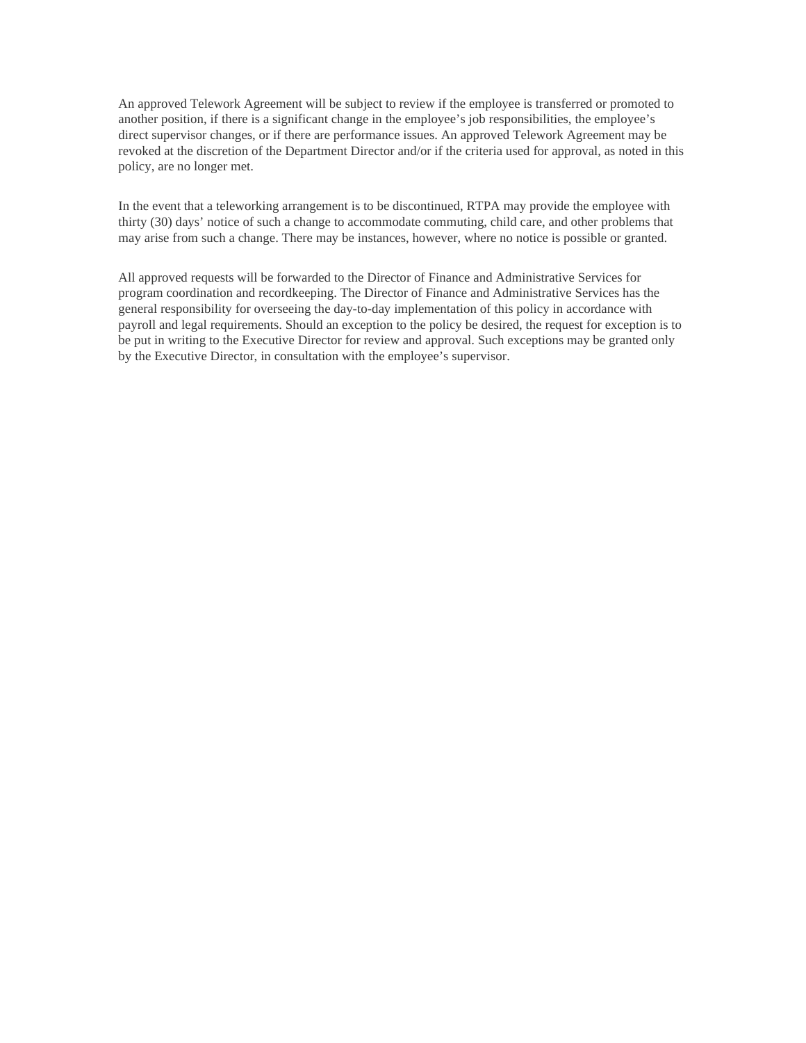An approved Telework Agreement will be subject to review if the employee is transferred or promoted to another position, if there is a significant change in the employee's job responsibilities, the employee's direct supervisor changes, or if there are performance issues. An approved Telework Agreement may be revoked at the discretion of the Department Director and/or if the criteria used for approval, as noted in this policy, are no longer met.

In the event that a teleworking arrangement is to be discontinued, RTPA may provide the employee with thirty (30) days' notice of such a change to accommodate commuting, child care, and other problems that may arise from such a change. There may be instances, however, where no notice is possible or granted.

All approved requests will be forwarded to the Director of Finance and Administrative Services for program coordination and recordkeeping. The Director of Finance and Administrative Services has the general responsibility for overseeing the day-to-day implementation of this policy in accordance with payroll and legal requirements. Should an exception to the policy be desired, the request for exception is to be put in writing to the Executive Director for review and approval. Such exceptions may be granted only by the Executive Director, in consultation with the employee's supervisor.